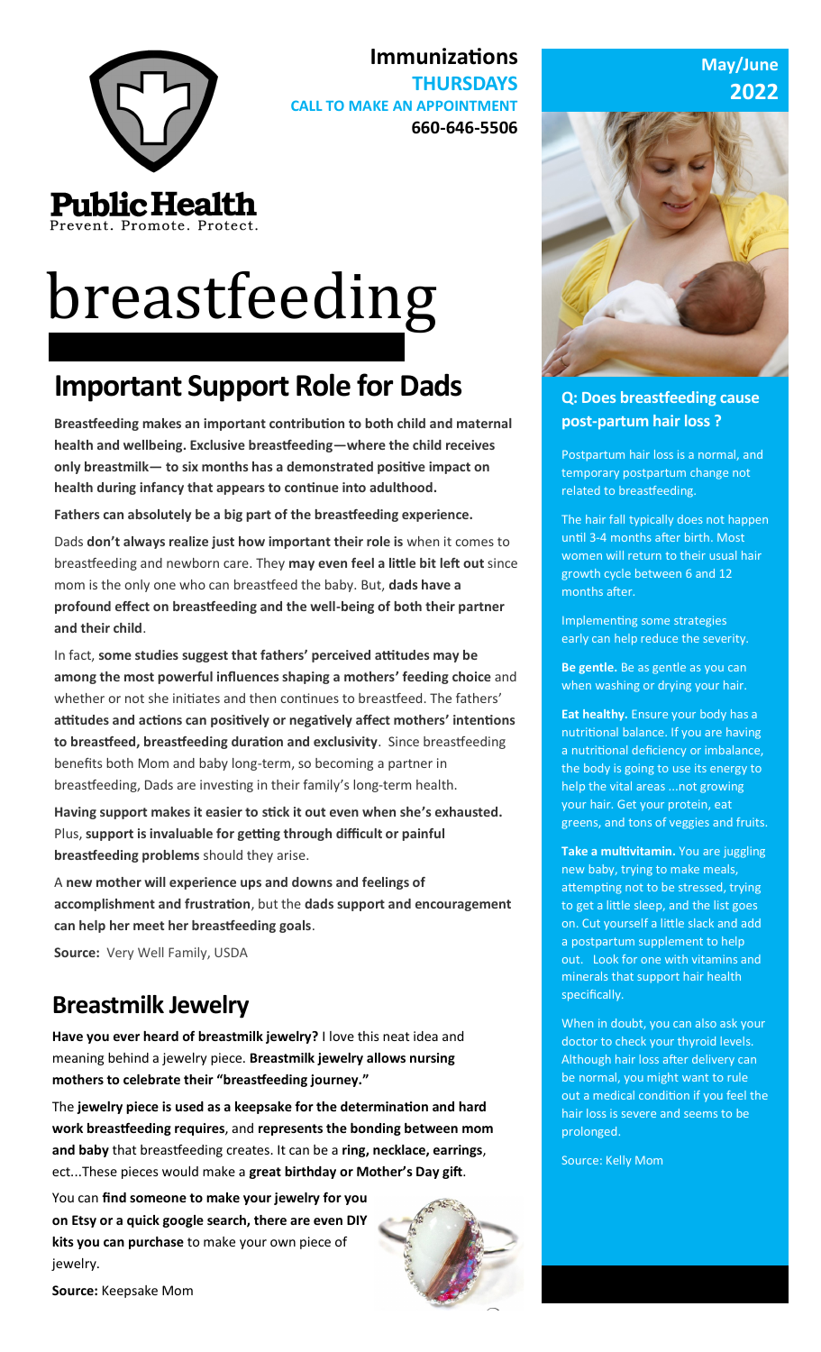**Immunizations**
**THURSDAYS**
**CALL TO MAKE AN APPOINTMENT**
**660-646-5506**

**Public Health**
Prevent. Promote. Protect.

**May/June 2022**

# breastfeeding

## Important Support Role for Dads

**Breastfeeding makes an important contribution to both child and maternal health and wellbeing. Exclusive breastfeeding—where the child receives only breastmilk— to six months has a demonstrated positive impact on health during infancy that appears to continue into adulthood.**

**Fathers can absolutely be a big part of the breastfeeding experience.**

Dads **don't always realize just how important their role is** when it comes to breastfeeding and newborn care. They **may even feel a little bit left out** since mom is the only one who can breastfeed the baby. But, **dads have a profound effect on breastfeeding and the well-being of both their partner and their child**.

In fact, **some studies suggest that fathers' perceived attitudes may be among the most powerful influences shaping a mothers' feeding choice** and whether or not she initiates and then continues to breastfeed. The fathers' **attitudes and actions can positively or negatively affect mothers' intentions to breastfeed, breastfeeding duration and exclusivity**. Since breastfeeding benefits both Mom and baby long-term, so becoming a partner in breastfeeding, Dads are investing in their family's long-term health.

**Having support makes it easier to stick it out even when she's exhausted.** Plus, **support is invaluable for getting through difficult or painful breastfeeding problems** should they arise.

A **new mother will experience ups and downs and feelings of accomplishment and frustration**, but the **dads support and encouragement can help her meet her breastfeeding goals**.

**Source:** Very Well Family, USDA

## Breastmilk Jewelry

**Have you ever heard of breastmilk jewelry?** I love this neat idea and meaning behind a jewelry piece. **Breastmilk jewelry allows nursing mothers to celebrate their "breastfeeding journey."**

The **jewelry piece is used as a keepsake for the determination and hard work breastfeeding requires**, and **represents the bonding between mom and baby** that breastfeeding creates. It can be a **ring, necklace, earrings**, ect...These pieces would make a **great birthday or Mother's Day gift**.

You can **find someone to make your jewelry for you on Etsy or a quick google search, there are even DIY kits you can purchase** to make your own piece of jewelry.

**Source:** Keepsake Mom

### Q: Does breastfeeding cause post-partum hair loss ?

Postpartum hair loss is a normal, and temporary postpartum change not related to breastfeeding.

The hair fall typically does not happen until 3-4 months after birth. Most women will return to their usual hair growth cycle between 6 and 12 months after.

Implementing some strategies early can help reduce the severity.

**Be gentle.** Be as gentle as you can when washing or drying your hair.

**Eat healthy.** Ensure your body has a nutritional balance. If you are having a nutritional deficiency or imbalance, the body is going to use its energy to help the vital areas ...not growing your hair. Get your protein, eat greens, and tons of veggies and fruits.

**Take a multivitamin.** You are juggling new baby, trying to make meals, attempting not to be stressed, trying to get a little sleep, and the list goes on. Cut yourself a little slack and add a postpartum supplement to help out. Look for one with vitamins and minerals that support hair health specifically.

When in doubt, you can also ask your doctor to check your thyroid levels. Although hair loss after delivery can be normal, you might want to rule out a medical condition if you feel the hair loss is severe and seems to be prolonged.

Source: Kelly Mom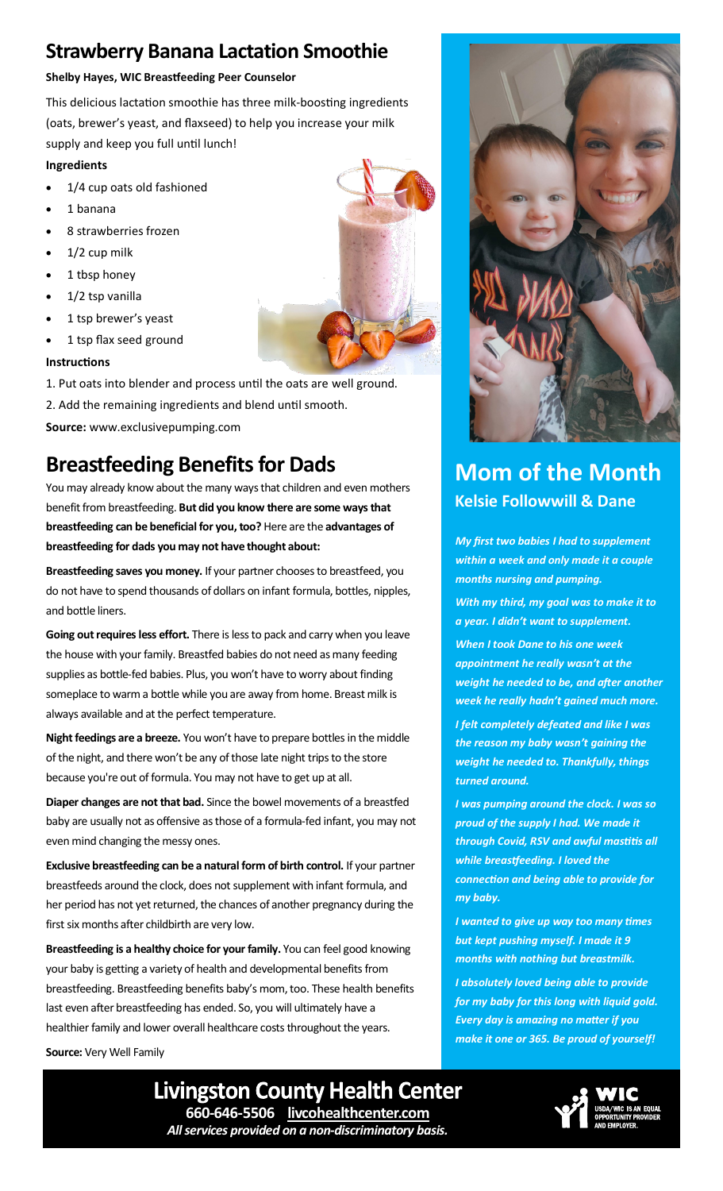## Strawberry Banana Lactation Smoothie

**Shelby Hayes, WIC Breastfeeding Peer Counselor**

This delicious lactation smoothie has three milk-boosting ingredients (oats, brewer's yeast, and flaxseed) to help you increase your milk supply and keep you full until lunch!

**Ingredients**

- 1/4 cup oats old fashioned
- 1 banana
- 8 strawberries frozen
- 1/2 cup milk
- 1 tbsp honey
- 1/2 tsp vanilla
- 1 tsp brewer's yeast
- 1 tsp flax seed ground

**Instructions**

1. Put oats into blender and process until the oats are well ground.
2. Add the remaining ingredients and blend until smooth.

**Source:** www.exclusivepumping.com

## Breastfeeding Benefits for Dads

You may already know about the many ways that children and even mothers benefit from breastfeeding. **But did you know there are some ways that breastfeeding can be beneficial for you, too?** Here are the **advantages of breastfeeding for dads you may not have thought about:**

**Breastfeeding saves you money.** If your partner chooses to breastfeed, you do not have to spend thousands of dollars on infant formula, bottles, nipples, and bottle liners.

**Going out requires less effort.** There is less to pack and carry when you leave the house with your family. Breastfed babies do not need as many feeding supplies as bottle-fed babies. Plus, you won't have to worry about finding someplace to warm a bottle while you are away from home. Breast milk is always available and at the perfect temperature.

**Night feedings are a breeze.** You won't have to prepare bottles in the middle of the night, and there won't be any of those late night trips to the store because you're out of formula. You may not have to get up at all.

**Diaper changes are not that bad.** Since the bowel movements of a breastfed baby are usually not as offensive as those of a formula-fed infant, you may not even mind changing the messy ones.

**Exclusive breastfeeding can be a natural form of birth control.** If your partner breastfeeds around the clock, does not supplement with infant formula, and her period has not yet returned, the chances of another pregnancy during the first six months after childbirth are very low.

**Breastfeeding is a healthy choice for your family.** You can feel good knowing your baby is getting a variety of health and developmental benefits from breastfeeding. Breastfeeding benefits baby's mom, too. These health benefits last even after breastfeeding has ended. So, you will ultimately have a healthier family and lower overall healthcare costs throughout the years.

**Source:** Very Well Family

## Mom of the Month

### Kelsie Followwill & Dane

***My first two babies I had to supplement within a week and only made it a couple months nursing and pumping.***

***With my third, my goal was to make it to a year. I didn't want to supplement.***

***When I took Dane to his one week appointment he really wasn't at the weight he needed to be, and after another week he really hadn't gained much more.***

***I felt completely defeated and like I was the reason my baby wasn't gaining the weight he needed to. Thankfully, things turned around.***

***I was pumping around the clock. I was so proud of the supply I had. We made it through Covid, RSV and awful mastitis all while breastfeeding. I loved the connection and being able to provide for my baby.***

***I wanted to give up way too many times but kept pushing myself. I made it 9 months with nothing but breastmilk.***

***I absolutely loved being able to provide for my baby for this long with liquid gold. Every day is amazing no matter if you make it one or 365. Be proud of yourself!***

**Livingston County Health Center**

**660-646-5506 livcohealthcenter.com**

***All services provided on a non-discriminatory basis.***

WIC USDA/WIC IS AN EQUAL OPPORTUNITY PROVIDER AND EMPLOYER.